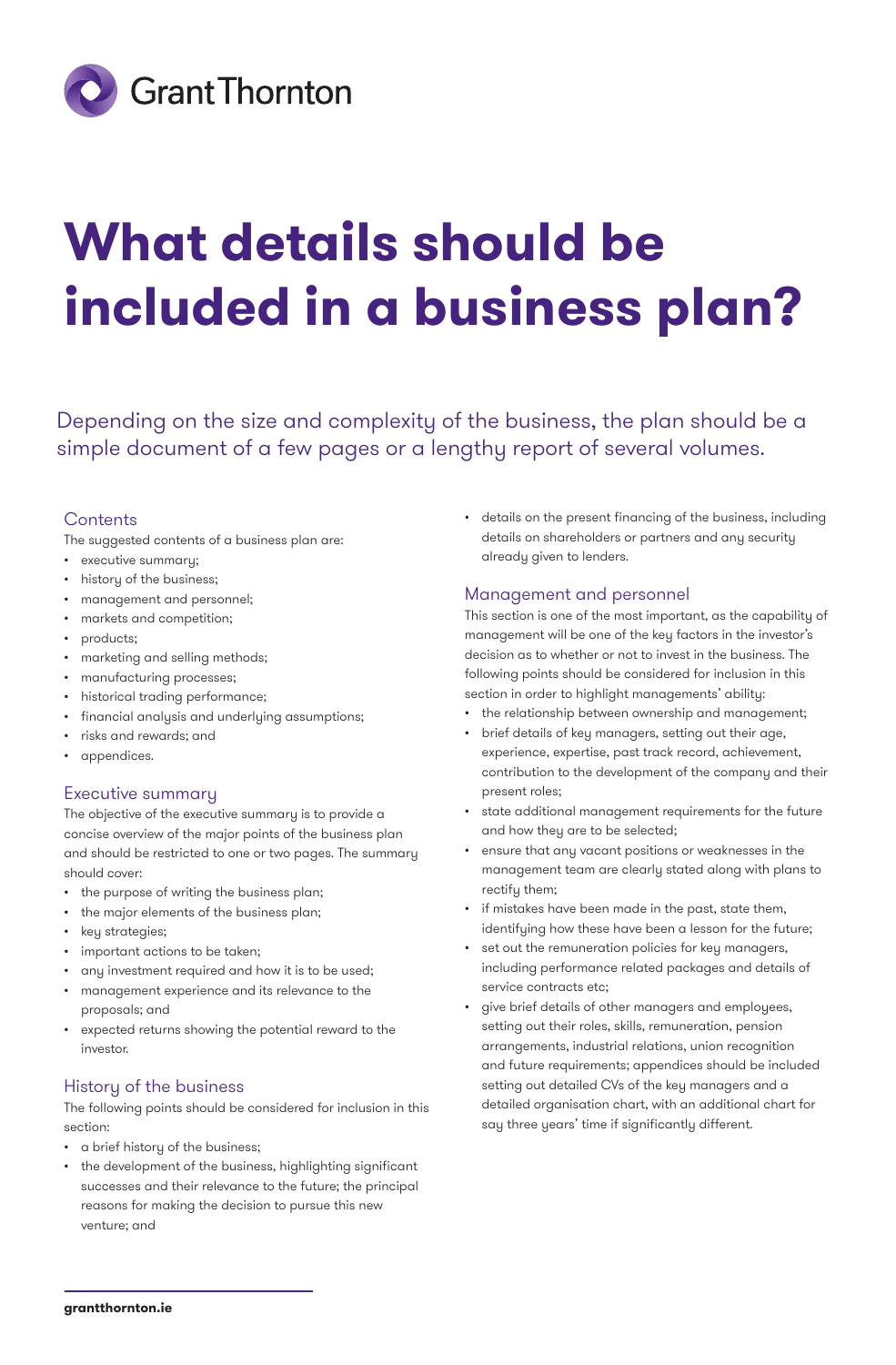Grant Thornton

# What details should be included in a business plan?

Depending on the size and complexity of the business, the plan should be a simple document of a few pages or a lengthy report of several volumes.

## Contents

The suggested contents of a business plan are:

- executive summary;
- history of the business;
- management and personnel;
- markets and competition;
- products;
- marketing and selling methods;
- manufacturing processes;
- historical trading performance;
- financial analysis and underlying assumptions;
- risks and rewards; and
- appendices.

## Executive summary

The objective of the executive summary is to provide a concise overview of the major points of the business plan and should be restricted to one or two pages. The summary should cover:

- the purpose of writing the business plan;
- the major elements of the business plan;
- key strategies;
- important actions to be taken;
- any investment required and how it is to be used;
- management experience and its relevance to the proposals; and
- expected returns showing the potential reward to the investor.

## History of the business

The following points should be considered for inclusion in this section:

- a brief history of the business;
- the development of the business, highlighting significant successes and their relevance to the future; the principal reasons for making the decision to pursue this new venture; and
- details on the present financing of the business, including details on shareholders or partners and any security already given to lenders.

## Management and personnel

This section is one of the most important, as the capability of management will be one of the key factors in the investor's decision as to whether or not to invest in the business. The following points should be considered for inclusion in this section in order to highlight managements' ability:

- the relationship between ownership and management;
- brief details of key managers, setting out their age, experience, expertise, past track record, achievement, contribution to the development of the company and their present roles;
- state additional management requirements for the future and how they are to be selected;
- ensure that any vacant positions or weaknesses in the management team are clearly stated along with plans to rectify them;
- if mistakes have been made in the past, state them, identifying how these have been a lesson for the future;
- set out the remuneration policies for key managers, including performance related packages and details of service contracts etc;
- give brief details of other managers and employees, setting out their roles, skills, remuneration, pension arrangements, industrial relations, union recognition and future requirements; appendices should be included setting out detailed CVs of the key managers and a detailed organisation chart, with an additional chart for say three years' time if significantly different.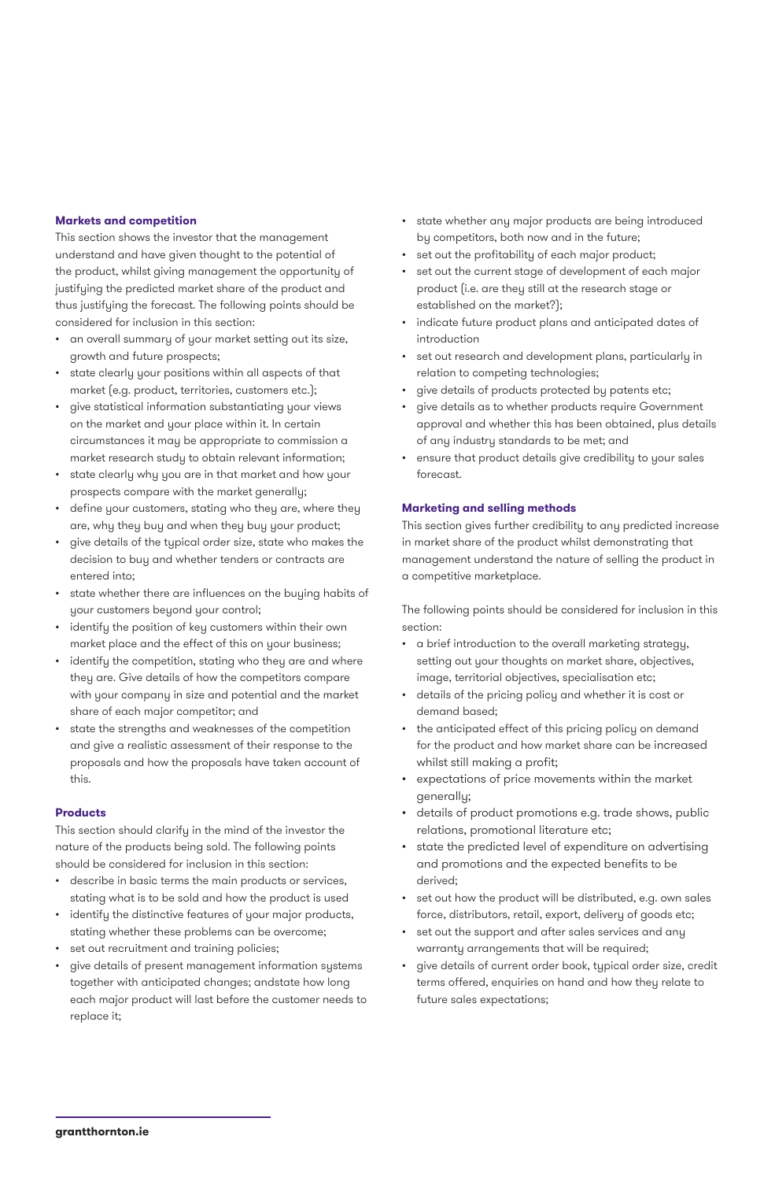### Markets and competition

This section shows the investor that the management understand and have given thought to the potential of the product, whilst giving management the opportunity of justifying the predicted market share of the product and thus justifying the forecast. The following points should be considered for inclusion in this section:

- an overall summary of your market setting out its size, growth and future prospects;
- state clearly your positions within all aspects of that market (e.g. product, territories, customers etc.);
- give statistical information substantiating your views on the market and your place within it. In certain circumstances it may be appropriate to commission a market research study to obtain relevant information;
- state clearly why you are in that market and how your prospects compare with the market generally;
- define your customers, stating who they are, where they are, why they buy and when they buy your product;
- give details of the typical order size, state who makes the decision to buy and whether tenders or contracts are entered into;
- state whether there are influences on the buying habits of your customers beyond your control;
- identify the position of key customers within their own market place and the effect of this on your business;
- identify the competition, stating who they are and where they are. Give details of how the competitors compare with your company in size and potential and the market share of each major competitor; and
- state the strengths and weaknesses of the competition and give a realistic assessment of their response to the proposals and how the proposals have taken account of this.

### Products

This section should clarify in the mind of the investor the nature of the products being sold. The following points should be considered for inclusion in this section:

- describe in basic terms the main products or services, stating what is to be sold and how the product is used
- identify the distinctive features of your major products, stating whether these problems can be overcome;
- set out recruitment and training policies;
- give details of present management information systems together with anticipated changes; andstate how long each major product will last before the customer needs to replace it;
- state whether any major products are being introduced by competitors, both now and in the future;
- set out the profitability of each major product;
- set out the current stage of development of each major product (i.e. are they still at the research stage or established on the market?);
- indicate future product plans and anticipated dates of introduction
- set out research and development plans, particularly in relation to competing technologies;
- give details of products protected by patents etc;
- give details as to whether products require Government approval and whether this has been obtained, plus details of any industry standards to be met; and
- ensure that product details give credibility to your sales forecast.

### Marketing and selling methods

This section gives further credibility to any predicted increase in market share of the product whilst demonstrating that management understand the nature of selling the product in a competitive marketplace.

The following points should be considered for inclusion in this section:

- a brief introduction to the overall marketing strategy, setting out your thoughts on market share, objectives, image, territorial objectives, specialisation etc;
- details of the pricing policy and whether it is cost or demand based;
- the anticipated effect of this pricing policy on demand for the product and how market share can be increased whilst still making a profit;
- expectations of price movements within the market generally;
- details of product promotions e.g. trade shows, public relations, promotional literature etc;
- state the predicted level of expenditure on advertising and promotions and the expected benefits to be derived;
- set out how the product will be distributed, e.g. own sales force, distributors, retail, export, delivery of goods etc;
- set out the support and after sales services and any warranty arrangements that will be required;
- give details of current order book, typical order size, credit terms offered, enquiries on hand and how they relate to future sales expectations;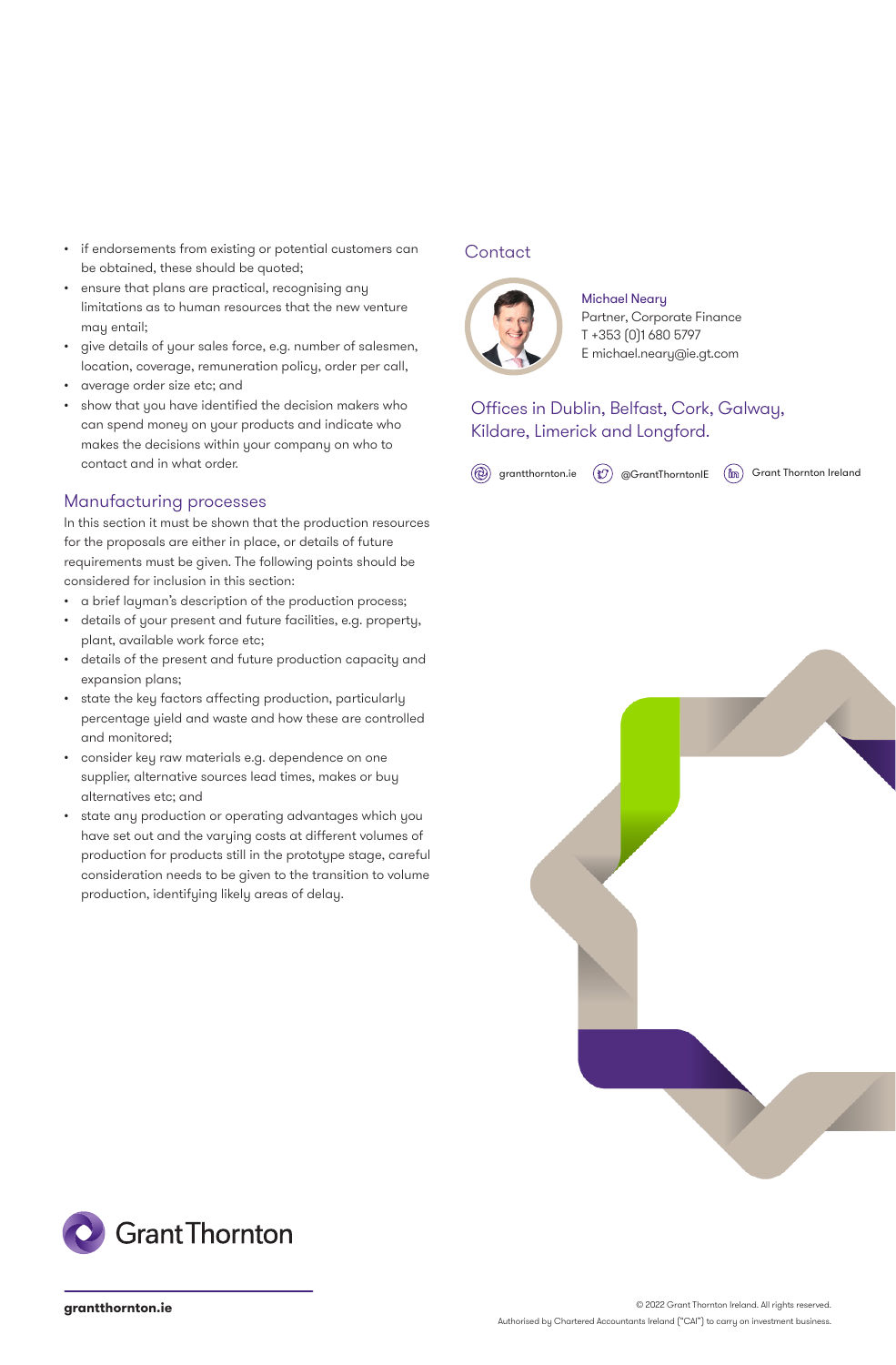- if endorsements from existing or potential customers can be obtained, these should be quoted;
- ensure that plans are practical, recognising any limitations as to human resources that the new venture may entail;
- give details of your sales force, e.g. number of salesmen, location, coverage, remuneration policy, order per call,
- average order size etc; and
- show that you have identified the decision makers who can spend money on your products and indicate who makes the decisions within your company on who to contact and in what order.

## Manufacturing processes

In this section it must be shown that the production resources for the proposals are either in place, or details of future requirements must be given. The following points should be considered for inclusion in this section:

- a brief layman's description of the production process;
- details of your present and future facilities, e.g. property, plant, available work force etc;
- details of the present and future production capacity and expansion plans;
- state the key factors affecting production, particularly percentage yield and waste and how these are controlled and monitored;
- consider key raw materials e.g. dependence on one supplier, alternative sources lead times, makes or buy alternatives etc; and
- state any production or operating advantages which you have set out and the varying costs at different volumes of production for products still in the prototype stage, careful consideration needs to be given to the transition to volume production, identifying likely areas of delay.

## Contact

Michael Neary
Partner, Corporate Finance
T +353 (0)1 680 5797
E michael.neary@ie.gt.com

Offices in Dublin, Belfast, Cork, Galway, Kildare, Limerick and Longford.

grantthornton.ie @GrantThorntonIE Grant Thornton Ireland

Grant Thornton

grantthornton.ie

© 2022 Grant Thornton Ireland. All rights reserved.
Authorised by Chartered Accountants Ireland ("CAI") to carry on investment business.